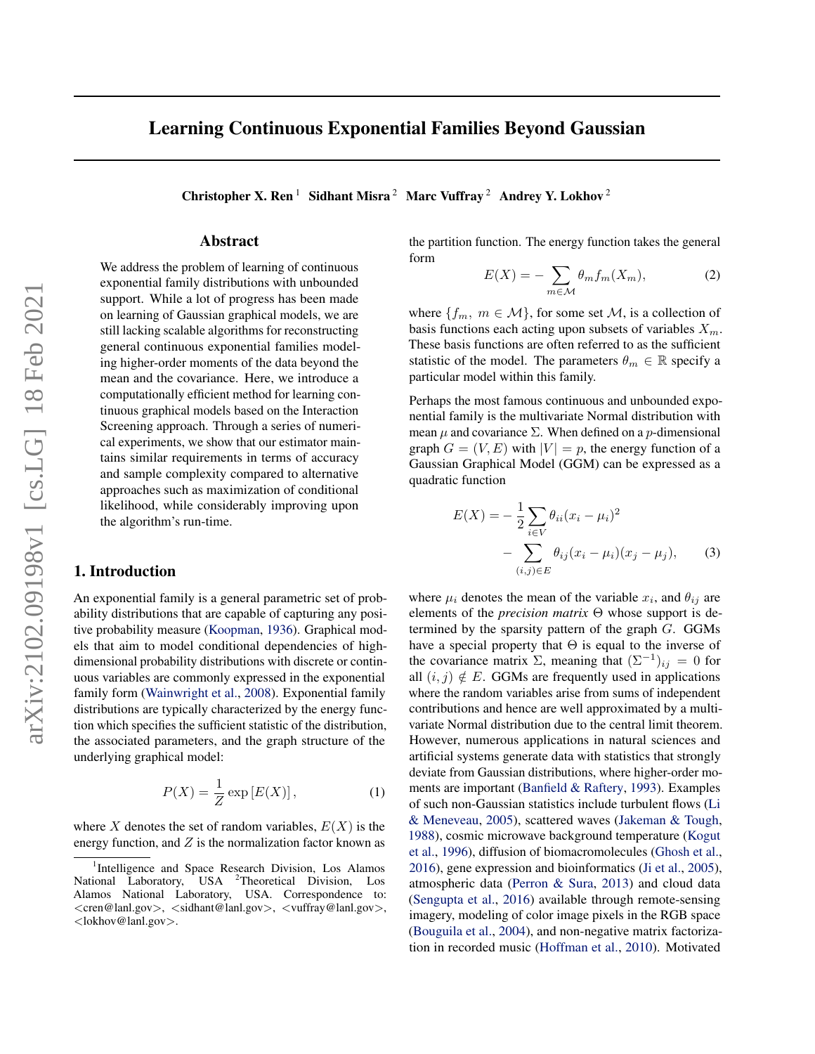# Learning Continuous Exponential Families Beyond Gaussian

**Christopher X. Ren** [1] **Sidhant Misra** [2] **Marc Vuffray** [2] **Andrey Y. Lokhov** [2]

## Abstract

We address the problem of learning of continuous exponential family distributions with unbounded support. While a lot of progress has been made on learning of Gaussian graphical models, we are still lacking scalable algorithms for reconstructing general continuous exponential families modeling higher-order moments of the data beyond the mean and the covariance. Here, we introduce a computationally efficient method for learning continuous graphical models based on the Interaction Screening approach. Through a series of numerical experiments, we show that our estimator maintains similar requirements in terms of accuracy and sample complexity compared to alternative approaches such as maximization of conditional likelihood, while considerably improving upon the algorithm's run-time.

## 1. Introduction

An exponential family is a general parametric set of probability distributions that are capable of capturing any positive probability measure (Koopman, 1936). Graphical models that aim to model conditional dependencies of high-dimensional probability distributions with discrete or continuous variables are commonly expressed in the exponential family form (Wainwright et al., 2008). Exponential family distributions are typically characterized by the energy function which specifies the sufficient statistic of the distribution, the associated parameters, and the graph structure of the underlying graphical model:

$$P(X) = \frac{1}{Z} \exp\left[E(X)\right], \tag{1}$$

where $X$ denotes the set of random variables, $E(X)$ is the energy function, and $Z$ is the normalization factor known as the partition function. The energy function takes the general form

$$E(X) = -\sum_{m \in \mathcal{M}} \theta_m f_m(X_m), \tag{2}$$

where $\{f_m,\ m \in \mathcal{M}\}$, for some set $\mathcal{M}$, is a collection of basis functions each acting upon subsets of variables $X_m$. These basis functions are often referred to as the sufficient statistic of the model. The parameters $\theta_m \in \mathbb{R}$ specify a particular model within this family.

Perhaps the most famous continuous and unbounded exponential family is the multivariate Normal distribution with mean $\mu$ and covariance $\Sigma$. When defined on a $p$-dimensional graph $G = (V, E)$ with $|V| = p$, the energy function of a Gaussian Graphical Model (GGM) can be expressed as a quadratic function

$$\begin{aligned} E(X) = &-\frac{1}{2}\sum_{i \in V} \theta_{ii}(x_i - \mu_i)^2 \\ &- \sum_{(i,j) \in E} \theta_{ij}(x_i - \mu_i)(x_j - \mu_j), \end{aligned} \tag{3}$$

where $\mu_i$ denotes the mean of the variable $x_i$, and $\theta_{ij}$ are elements of the *precision matrix* $\Theta$ whose support is determined by the sparsity pattern of the graph $G$. GGMs have a special property that $\Theta$ is equal to the inverse of the covariance matrix $\Sigma$, meaning that $(\Sigma^{-1})_{ij} = 0$ for all $(i, j) \notin E$. GGMs are frequently used in applications where the random variables arise from sums of independent contributions and hence are well approximated by a multivariate Normal distribution due to the central limit theorem. However, numerous applications in natural sciences and artificial systems generate data with statistics that strongly deviate from Gaussian distributions, where higher-order moments are important (Banfield & Raftery, 1993). Examples of such non-Gaussian statistics include turbulent flows (Li & Meneveau, 2005), scattered waves (Jakeman & Tough, 1988), cosmic microwave background temperature (Kogut et al., 1996), diffusion of biomacromolecules (Ghosh et al., 2016), gene expression and bioinformatics (Ji et al., 2005), atmospheric data (Perron & Sura, 2013) and cloud data (Sengupta et al., 2016) available through remote-sensing imagery, modeling of color image pixels in the RGB space (Bouguila et al., 2004), and non-negative matrix factorization in recorded music (Hoffman et al., 2010). Motivated

---

[1] Intelligence and Space Research Division, Los Alamos National Laboratory, USA [2] Theoretical Division, Los Alamos National Laboratory, USA. Correspondence to: <cren@lanl.gov>, <sidhant@lanl.gov>, <vuffray@lanl.gov>, <lokhov@lanl.gov>.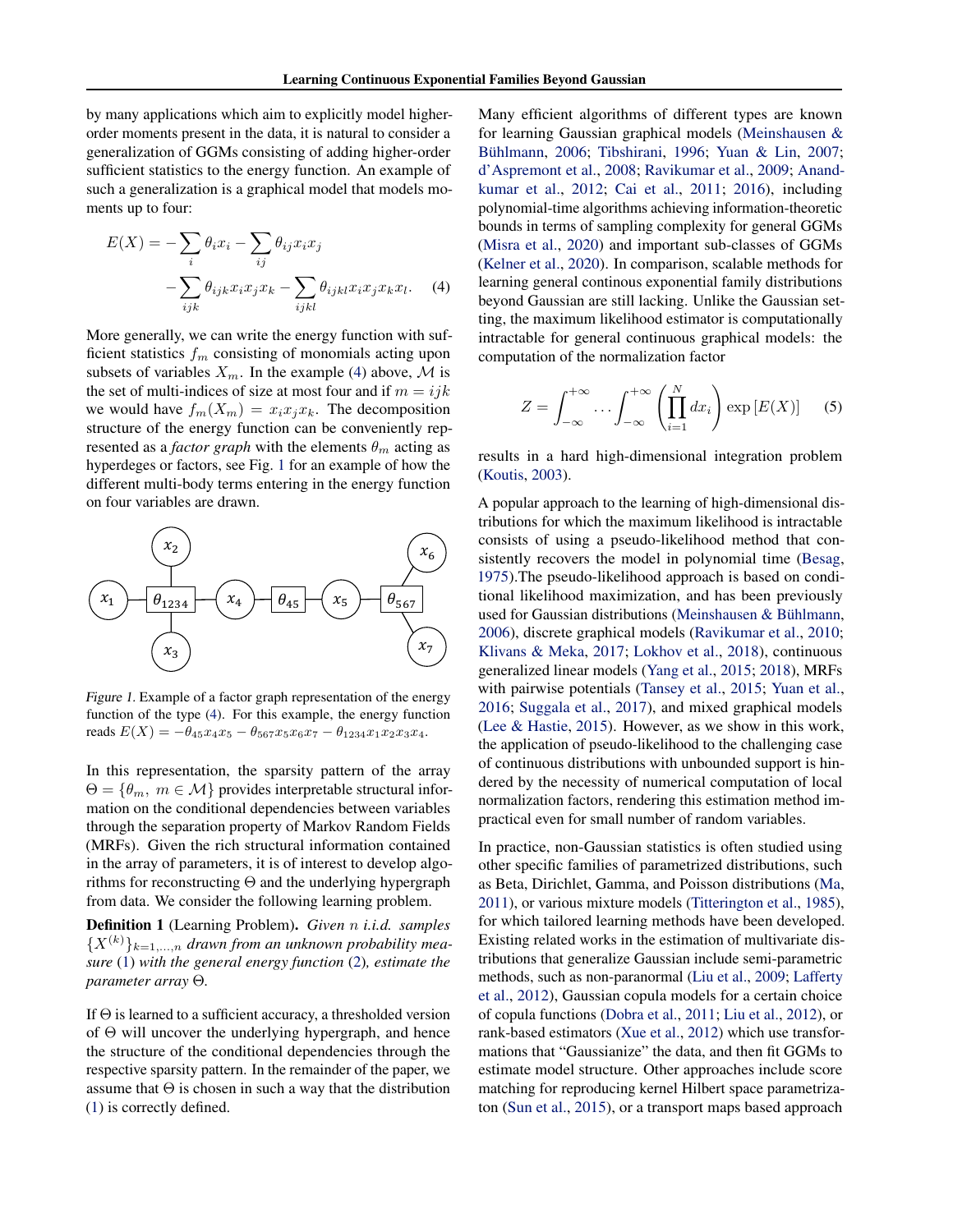by many applications which aim to explicitly model higher-order moments present in the data, it is natural to consider a generalization of GGMs consisting of adding higher-order sufficient statistics to the energy function. An example of such a generalization is a graphical model that models moments up to four:

$$E(X) = -\sum_{i} \theta_i x_i - \sum_{ij} \theta_{ij} x_i x_j - \sum_{ijk} \theta_{ijk} x_i x_j x_k - \sum_{ijkl} \theta_{ijkl} x_i x_j x_k x_l. \quad (4)$$

More generally, we can write the energy function with sufficient statistics $f_m$ consisting of monomials acting upon subsets of variables $X_m$. In the example (4) above, $\mathcal{M}$ is the set of multi-indices of size at most four and if $m = ijk$ we would have $f_m(X_m) = x_i x_j x_k$. The decomposition structure of the energy function can be conveniently represented as a *factor graph* with the elements $\theta_m$ acting as hyperedges or factors, see Fig. 1 for an example of how the different multi-body terms entering in the energy function on four variables are drawn.

*Figure 1.* Example of a factor graph representation of the energy function of the type (4). For this example, the energy function reads $E(X) = -\theta_{45} x_4 x_5 - \theta_{567} x_5 x_6 x_7 - \theta_{1234} x_1 x_2 x_3 x_4$.

In this representation, the sparsity pattern of the array $\Theta = \{\theta_m, \ m \in \mathcal{M}\}$ provides interpretable structural information on the conditional dependencies between variables through the separation property of Markov Random Fields (MRFs). Given the rich structural information contained in the array of parameters, it is of interest to develop algorithms for reconstructing $\Theta$ and the underlying hypergraph from data. We consider the following learning problem.

**Definition 1** (Learning Problem). *Given $n$ i.i.d. samples $\{X^{(k)}\}_{k=1,\ldots,n}$ drawn from an unknown probability measure (1) with the general energy function (2), estimate the parameter array $\Theta$.*

If $\Theta$ is learned to a sufficient accuracy, a thresholded version of $\Theta$ will uncover the underlying hypergraph, and hence the structure of the conditional dependencies through the respective sparsity pattern. In the remainder of the paper, we assume that $\Theta$ is chosen in such a way that the distribution (1) is correctly defined.

Many efficient algorithms of different types are known for learning Gaussian graphical models (Meinshausen & Bühlmann, 2006; Tibshirani, 1996; Yuan & Lin, 2007; d'Aspremont et al., 2008; Ravikumar et al., 2009; Anandkumar et al., 2012; Cai et al., 2011; 2016), including polynomial-time algorithms achieving information-theoretic bounds in terms of sampling complexity for general GGMs (Misra et al., 2020) and important sub-classes of GGMs (Kelner et al., 2020). In comparison, scalable methods for learning general continous exponential family distributions beyond Gaussian are still lacking. Unlike the Gaussian setting, the maximum likelihood estimator is computationally intractable for general continuous graphical models: the computation of the normalization factor

$$Z = \int_{-\infty}^{+\infty} \cdots \int_{-\infty}^{+\infty} \left( \prod_{i=1}^{N} dx_i \right) \exp\left[E(X)\right] \quad (5)$$

results in a hard high-dimensional integration problem (Koutis, 2003).

A popular approach to the learning of high-dimensional distributions for which the maximum likelihood is intractable consists of using a pseudo-likelihood method that consistently recovers the model in polynomial time (Besag, 1975).The pseudo-likelihood approach is based on conditional likelihood maximization, and has been previously used for Gaussian distributions (Meinshausen & Bühlmann, 2006), discrete graphical models (Ravikumar et al., 2010; Klivans & Meka, 2017; Lokhov et al., 2018), continuous generalized linear models (Yang et al., 2015; 2018), MRFs with pairwise potentials (Tansey et al., 2015; Yuan et al., 2016; Suggala et al., 2017), and mixed graphical models (Lee & Hastie, 2015). However, as we show in this work, the application of pseudo-likelihood to the challenging case of continuous distributions with unbounded support is hindered by the necessity of numerical computation of local normalization factors, rendering this estimation method impractical even for small number of random variables.

In practice, non-Gaussian statistics is often studied using other specific families of parametrized distributions, such as Beta, Dirichlet, Gamma, and Poisson distributions (Ma, 2011), or various mixture models (Titterington et al., 1985), for which tailored learning methods have been developed. Existing related works in the estimation of multivariate distributions that generalize Gaussian include semi-parametric methods, such as non-paranormal (Liu et al., 2009; Lafferty et al., 2012), Gaussian copula models for a certain choice of copula functions (Dobra et al., 2011; Liu et al., 2012), or rank-based estimators (Xue et al., 2012) which use transformations that "Gaussianize" the data, and then fit GGMs to estimate model structure. Other approaches include score matching for reproducing kernel Hilbert space parametrizaton (Sun et al., 2015), or a transport maps based approach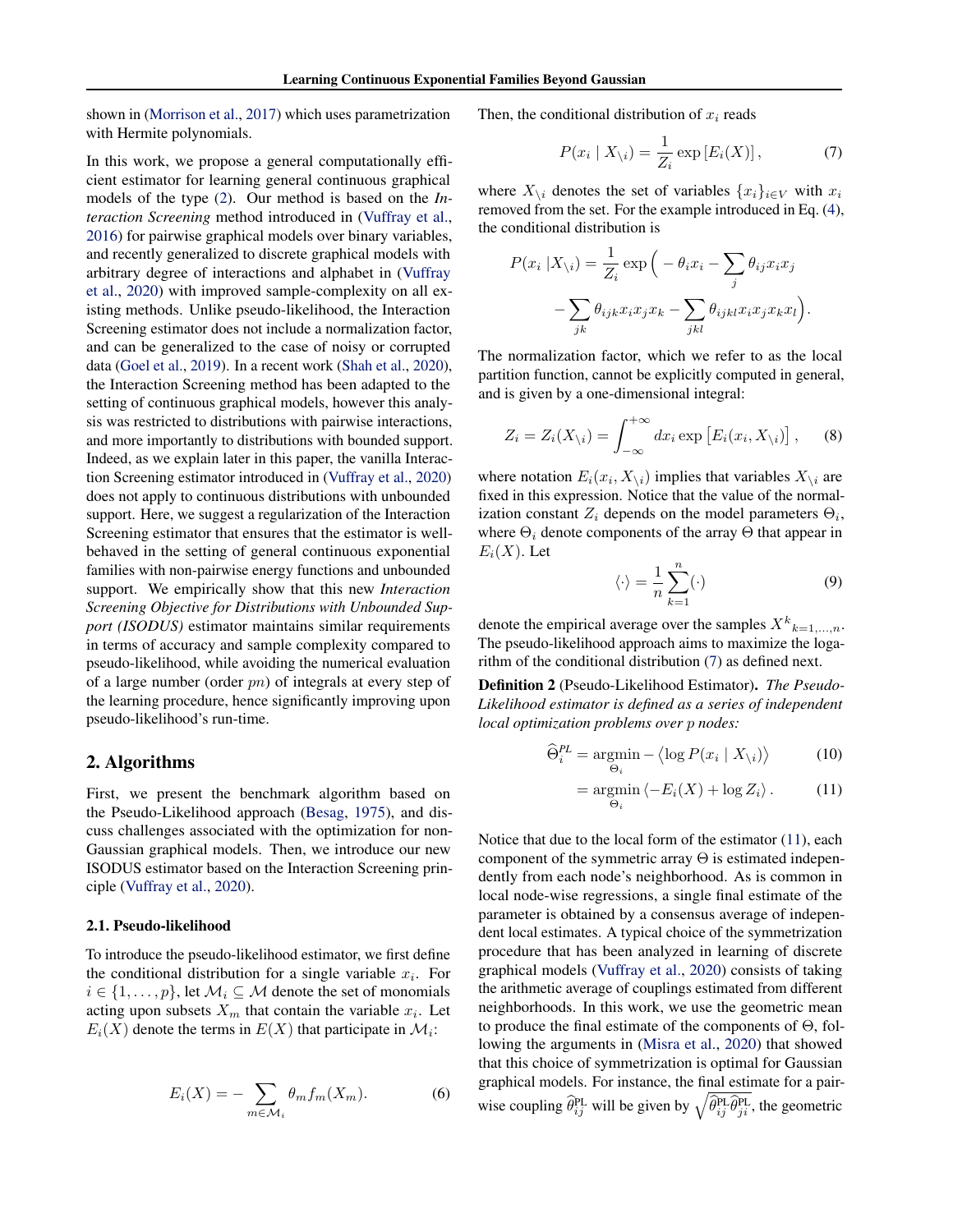shown in (Morrison et al., 2017) which uses parametrization with Hermite polynomials.

In this work, we propose a general computationally efficient estimator for learning general continuous graphical models of the type (2). Our method is based on the *Interaction Screening* method introduced in (Vuffray et al., 2016) for pairwise graphical models over binary variables, and recently generalized to discrete graphical models with arbitrary degree of interactions and alphabet in (Vuffray et al., 2020) with improved sample-complexity on all existing methods. Unlike pseudo-likelihood, the Interaction Screening estimator does not include a normalization factor, and can be generalized to the case of noisy or corrupted data (Goel et al., 2019). In a recent work (Shah et al., 2020), the Interaction Screening method has been adapted to the setting of continuous graphical models, however this analysis was restricted to distributions with pairwise interactions, and more importantly to distributions with bounded support. Indeed, as we explain later in this paper, the vanilla Interaction Screening estimator introduced in (Vuffray et al., 2020) does not apply to continuous distributions with unbounded support. Here, we suggest a regularization of the Interaction Screening estimator that ensures that the estimator is well-behaved in the setting of general continuous exponential families with non-pairwise energy functions and unbounded support. We empirically show that this new *Interaction Screening Objective for Distributions with Unbounded Support (ISODUS)* estimator maintains similar requirements in terms of accuracy and sample complexity compared to pseudo-likelihood, while avoiding the numerical evaluation of a large number (order $pn$) of integrals at every step of the learning procedure, hence significantly improving upon pseudo-likelihood's run-time.

## 2. Algorithms

First, we present the benchmark algorithm based on the Pseudo-Likelihood approach (Besag, 1975), and discuss challenges associated with the optimization for non-Gaussian graphical models. Then, we introduce our new ISODUS estimator based on the Interaction Screening principle (Vuffray et al., 2020).

### 2.1. Pseudo-likelihood

To introduce the pseudo-likelihood estimator, we first define the conditional distribution for a single variable $x_i$. For $i \in \{1, \dots, p\}$, let $\mathcal{M}_i \subseteq \mathcal{M}$ denote the set of monomials acting upon subsets $X_m$ that contain the variable $x_i$. Let $E_i(X)$ denote the terms in $E(X)$ that participate in $\mathcal{M}_i$:

$$E_i(X) = -\sum_{m \in \mathcal{M}_i} \theta_m f_m(X_m). \tag{6}$$

Then, the conditional distribution of $x_i$ reads

$$P(x_i \mid X_{\setminus i}) = \frac{1}{Z_i} \exp\left[E_i(X)\right], \tag{7}$$

where $X_{\setminus i}$ denotes the set of variables $\{x_i\}_{i \in V}$ with $x_i$ removed from the set. For the example introduced in Eq. (4), the conditional distribution is

$$P(x_i \mid X_{\setminus i}) = \frac{1}{Z_i} \exp\Big( -\theta_i x_i - \sum_j \theta_{ij} x_i x_j - \sum_{jk} \theta_{ijk} x_i x_j x_k - \sum_{jkl} \theta_{ijkl} x_i x_j x_k x_l \Big).$$

The normalization factor, which we refer to as the local partition function, cannot be explicitly computed in general, and is given by a one-dimensional integral:

$$Z_i = Z_i(X_{\setminus i}) = \int_{-\infty}^{+\infty} dx_i \exp\left[E_i(x_i, X_{\setminus i})\right], \tag{8}$$

where notation $E_i(x_i, X_{\setminus i})$ implies that variables $X_{\setminus i}$ are fixed in this expression. Notice that the value of the normalization constant $Z_i$ depends on the model parameters $\Theta_i$, where $\Theta_i$ denote components of the array $\Theta$ that appear in $E_i(X)$. Let

$$\langle \cdot \rangle = \frac{1}{n} \sum_{k=1}^{n} (\cdot) \tag{9}$$

denote the empirical average over the samples $X^k{}_{k=1,\dots,n}$. The pseudo-likelihood approach aims to maximize the logarithm of the conditional distribution (7) as defined next.

**Definition 2** (Pseudo-Likelihood Estimator). *The Pseudo-Likelihood estimator is defined as a series of independent local optimization problems over $p$ nodes:*

$$\widehat{\Theta}_i^{PL} = \underset{\Theta_i}{\operatorname{argmin}} - \left\langle \log P(x_i \mid X_{\setminus i}) \right\rangle \tag{10}$$

$$= \underset{\Theta_i}{\operatorname{argmin}} \left\langle -E_i(X) + \log Z_i \right\rangle. \tag{11}$$

Notice that due to the local form of the estimator (11), each component of the symmetric array $\Theta$ is estimated independently from each node's neighborhood. As is common in local node-wise regressions, a single final estimate of the parameter is obtained by a consensus average of independent local estimates. A typical choice of the symmetrization procedure that has been analyzed in learning of discrete graphical models (Vuffray et al., 2020) consists of taking the arithmetic average of couplings estimated from different neighborhoods. In this work, we use the geometric mean to produce the final estimate of the components of $\Theta$, following the arguments in (Misra et al., 2020) that showed that this choice of symmetrization is optimal for Gaussian graphical models. For instance, the final estimate for a pairwise coupling $\widehat{\theta}_{ij}^{\text{PL}}$ will be given by $\sqrt{\widehat{\theta}_{ij}^{\text{PL}} \widehat{\theta}_{ji}^{\text{PL}}}$, the geometric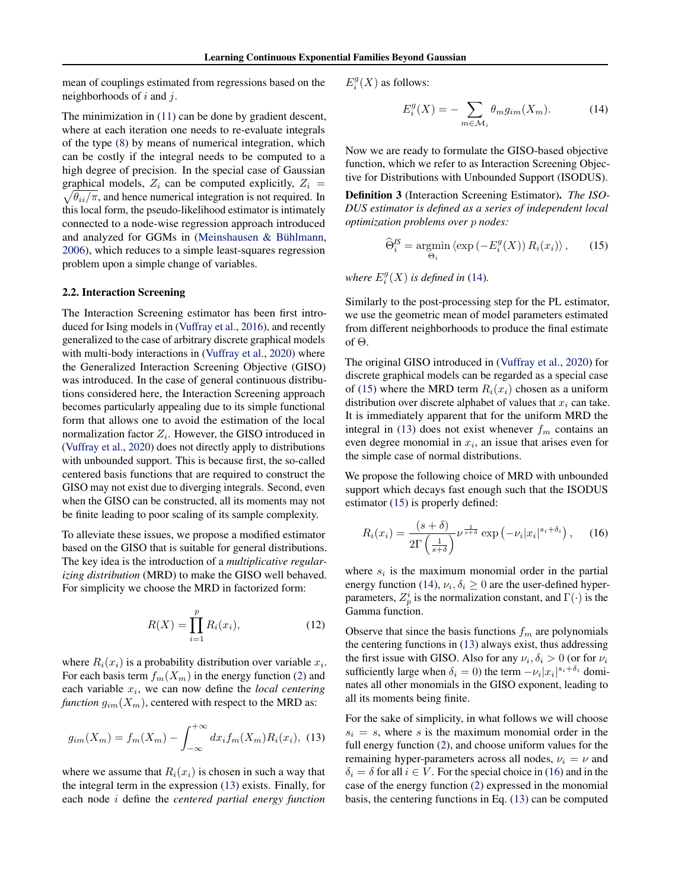mean of couplings estimated from regressions based on the neighborhoods of $i$ and $j$.

The minimization in (11) can be done by gradient descent, where at each iteration one needs to re-evaluate integrals of the type (8) by means of numerical integration, which can be costly if the integral needs to be computed to a high degree of precision. In the special case of Gaussian graphical models, $Z_i$ can be computed explicitly, $Z_i = \sqrt{\theta_{ii}/\pi}$, and hence numerical integration is not required. In this local form, the pseudo-likelihood estimator is intimately connected to a node-wise regression approach introduced and analyzed for GGMs in (Meinshausen & Bühlmann, 2006), which reduces to a simple least-squares regression problem upon a simple change of variables.

### 2.2. Interaction Screening

The Interaction Screening estimator has been first introduced for Ising models in (Vuffray et al., 2016), and recently generalized to the case of arbitrary discrete graphical models with multi-body interactions in (Vuffray et al., 2020) where the Generalized Interaction Screening Objective (GISO) was introduced. In the case of general continuous distributions considered here, the Interaction Screening approach becomes particularly appealing due to its simple functional form that allows one to avoid the estimation of the local normalization factor $Z_i$. However, the GISO introduced in (Vuffray et al., 2020) does not directly apply to distributions with unbounded support. This is because first, the so-called centered basis functions that are required to construct the GISO may not exist due to diverging integrals. Second, even when the GISO can be constructed, all its moments may not be finite leading to poor scaling of its sample complexity.

To alleviate these issues, we propose a modified estimator based on the GISO that is suitable for general distributions. The key idea is the introduction of a *multiplicative regularizing distribution* (MRD) to make the GISO well behaved. For simplicity we choose the MRD in factorized form:

$$R(X) = \prod_{i=1}^{p} R_i(x_i), \tag{12}$$

where $R_i(x_i)$ is a probability distribution over variable $x_i$. For each basis term $f_m(X_m)$ in the energy function (2) and each variable $x_i$, we can now define the *local centering function* $g_{im}(X_m)$, centered with respect to the MRD as:

$$g_{im}(X_m) = f_m(X_m) - \int_{-\infty}^{+\infty} dx_i f_m(X_m) R_i(x_i), \tag{13}$$

where we assume that $R_i(x_i)$ is chosen in such a way that the integral term in the expression (13) exists. Finally, for each node $i$ define the *centered partial energy function* $E_i^g(X)$ as follows:

$$E_i^g(X) = -\sum_{m \in \mathcal{M}_i} \theta_m g_{im}(X_m). \tag{14}$$

Now we are ready to formulate the GISO-based objective function, which we refer to as Interaction Screening Objective for Distributions with Unbounded Support (ISODUS).

**Definition 3** (Interaction Screening Estimator). *The ISODUS estimator is defined as a series of independent local optimization problems over $p$ nodes:*

$$\widehat{\Theta}_i^{IS} = \underset{\Theta_i}{\operatorname{argmin}} \left\langle \exp\left(-E_i^g(X)\right) R_i(x_i) \right\rangle, \tag{15}$$

*where $E_i^g(X)$ is defined in (14).*

Similarly to the post-processing step for the PL estimator, we use the geometric mean of model parameters estimated from different neighborhoods to produce the final estimate of $\Theta$.

The original GISO introduced in (Vuffray et al., 2020) for discrete graphical models can be regarded as a special case of (15) where the MRD term $R_i(x_i)$ chosen as a uniform distribution over discrete alphabet of values that $x_i$ can take. It is immediately apparent that for the uniform MRD the integral in (13) does not exist whenever $f_m$ contains an even degree monomial in $x_i$, an issue that arises even for the simple case of normal distributions.

We propose the following choice of MRD with unbounded support which decays fast enough such that the ISODUS estimator (15) is properly defined:

$$R_i(x_i) = \frac{(s+\delta)}{2\Gamma\left(\frac{1}{s+\delta}\right)} \nu^{\frac{1}{s+\delta}} \exp\left(-\nu_i |x_i|^{s_i+\delta_i}\right), \tag{16}$$

where $s_i$ is the maximum monomial order in the partial energy function (14), $\nu_i, \delta_i \geq 0$ are the user-defined hyper-parameters, $Z_p^i$ is the normalization constant, and $\Gamma(\cdot)$ is the Gamma function.

Observe that since the basis functions $f_m$ are polynomials the centering functions in (13) always exist, thus addressing the first issue with GISO. Also for any $\nu_i, \delta_i > 0$ (or for $\nu_i$ sufficiently large when $\delta_i = 0$) the term $-\nu_i |x_i|^{s_i+\delta_i}$ dominates all other monomials in the GISO exponent, leading to all its moments being finite.

For the sake of simplicity, in what follows we will choose $s_i = s$, where $s$ is the maximum monomial order in the full energy function (2), and choose uniform values for the remaining hyper-parameters across all nodes, $\nu_i = \nu$ and $\delta_i = \delta$ for all $i \in V$. For the special choice in (16) and in the case of the energy function (2) expressed in the monomial basis, the centering functions in Eq. (13) can be computed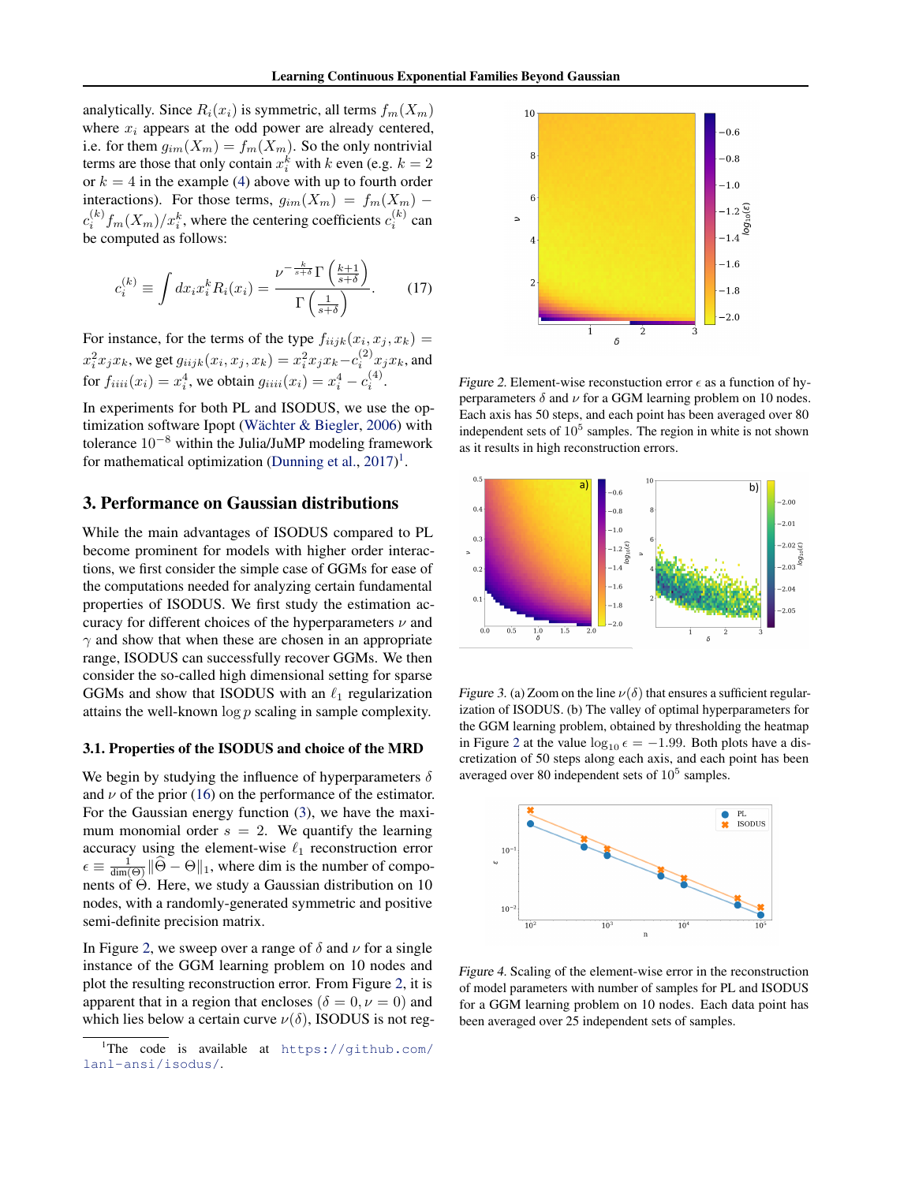analytically. Since $R_i(x_i)$ is symmetric, all terms $f_m(X_m)$ where $x_i$ appears at the odd power are already centered, i.e. for them $g_{im}(X_m) = f_m(X_m)$. So the only nontrivial terms are those that only contain $x_i^k$ with $k$ even (e.g. $k = 2$ or $k = 4$ in the example (4) above with up to fourth order interactions). For those terms, $g_{im}(X_m) = f_m(X_m) - c_i^{(k)} f_m(X_m)/x_i^k$, where the centering coefficients $c_i^{(k)}$ can be computed as follows:

$$c_i^{(k)} \equiv \int dx_i x_i^k R_i(x_i) = \frac{\nu^{-\frac{k}{s+\delta}} \Gamma\left(\frac{k+1}{s+\delta}\right)}{\Gamma\left(\frac{1}{s+\delta}\right)}. \tag{17}$$

For instance, for the terms of the type $f_{iijk}(x_i, x_j, x_k) = x_i^2 x_j x_k$, we get $g_{iijk}(x_i, x_j, x_k) = x_i^2 x_j x_k - c_i^{(2)} x_j x_k$, and for $f_{iiii}(x_i) = x_i^4$, we obtain $g_{iiii}(x_i) = x_i^4 - c_i^{(4)}$.

In experiments for both PL and ISODUS, we use the optimization software Ipopt (Wächter & Biegler, 2006) with tolerance $10^{-8}$ within the Julia/JuMP modeling framework for mathematical optimization (Dunning et al., 2017)[1].

## 3. Performance on Gaussian distributions

While the main advantages of ISODUS compared to PL become prominent for models with higher order interactions, we first consider the simple case of GGMs for ease of the computations needed for analyzing certain fundamental properties of ISODUS. We first study the estimation accuracy for different choices of the hyperparameters $\nu$ and $\gamma$ and show that when these are chosen in an appropriate range, ISODUS can successfully recover GGMs. We then consider the so-called high dimensional setting for sparse GGMs and show that ISODUS with an $\ell_1$ regularization attains the well-known $\log p$ scaling in sample complexity.

### 3.1. Properties of the ISODUS and choice of the MRD

We begin by studying the influence of hyperparameters $\delta$ and $\nu$ of the prior (16) on the performance of the estimator. For the Gaussian energy function (3), we have the maximum monomial order $s = 2$. We quantify the learning accuracy using the element-wise $\ell_1$ reconstruction error $\epsilon \equiv \frac{1}{\dim(\Theta)} \|\widehat{\Theta} - \Theta\|_1$, where dim is the number of components of $\Theta$. Here, we study a Gaussian distribution on 10 nodes, with a randomly-generated symmetric and positive semi-definite precision matrix.

In Figure 2, we sweep over a range of $\delta$ and $\nu$ for a single instance of the GGM learning problem on 10 nodes and plot the resulting reconstruction error. From Figure 2, it is apparent that in a region that encloses ($\delta = 0, \nu = 0$) and which lies below a certain curve $\nu(\delta)$, ISODUS is not reg-

[1] The code is available at https://github.com/lanl-ansi/isodus/.

*Figure 2.* Element-wise reconstuction error $\epsilon$ as a function of hyperparameters $\delta$ and $\nu$ for a GGM learning problem on 10 nodes. Each axis has 50 steps, and each point has been averaged over 80 independent sets of $10^5$ samples. The region in white is not shown as it results in high reconstruction errors.

*Figure 3.* (a) Zoom on the line $\nu(\delta)$ that ensures a sufficient regularization of ISODUS. (b) The valley of optimal hyperparameters for the GGM learning problem, obtained by thresholding the heatmap in Figure 2 at the value $\log_{10} \epsilon = -1.99$. Both plots have a discretization of 50 steps along each axis, and each point has been averaged over 80 independent sets of $10^5$ samples.

*Figure 4.* Scaling of the element-wise error in the reconstruction of model parameters with number of samples for PL and ISODUS for a GGM learning problem on 10 nodes. Each data point has been averaged over 25 independent sets of samples.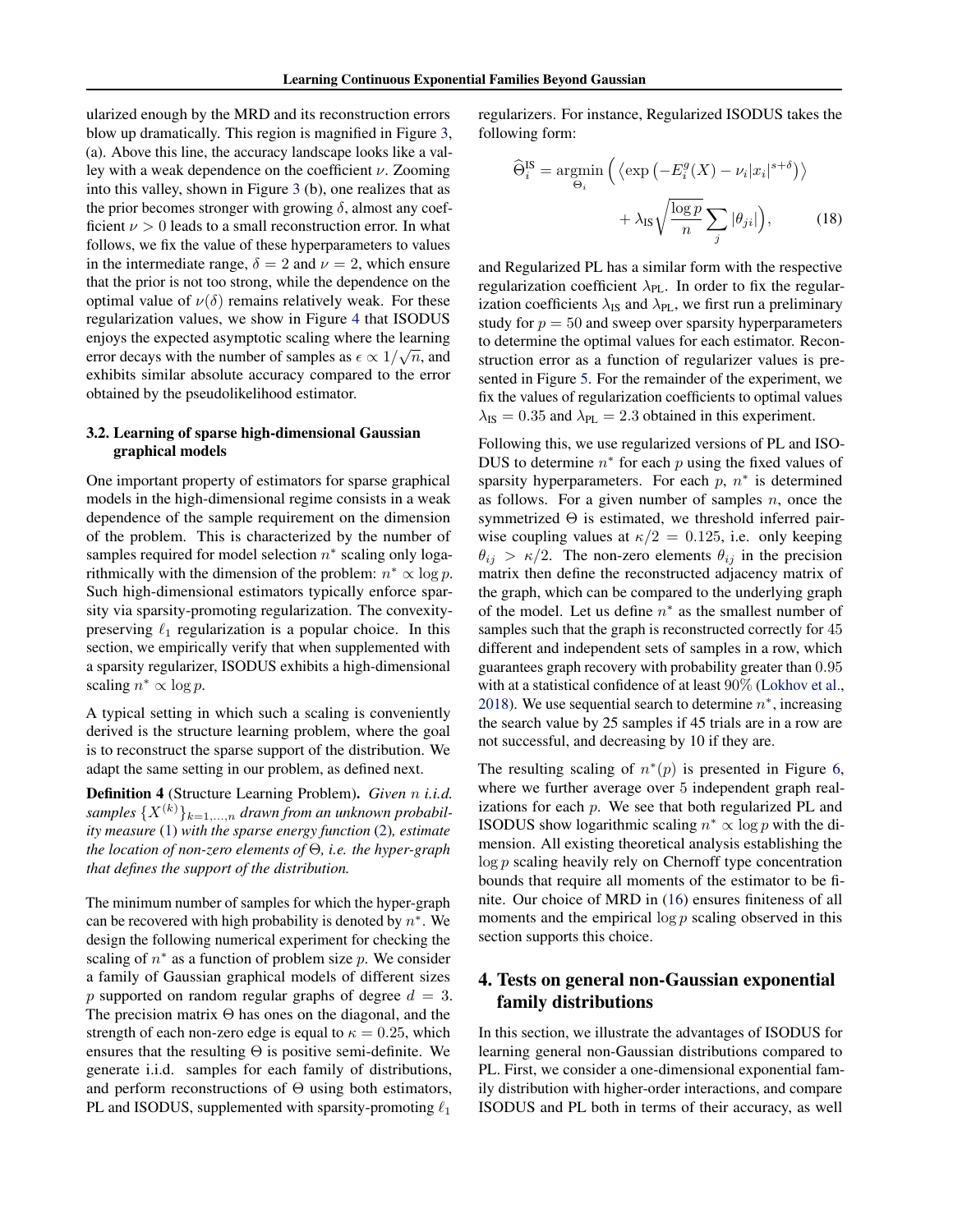ularized enough by the MRD and its reconstruction errors blow up dramatically. This region is magnified in Figure 3, (a). Above this line, the accuracy landscape looks like a valley with a weak dependence on the coefficient $\nu$. Zooming into this valley, shown in Figure 3 (b), one realizes that as the prior becomes stronger with growing $\delta$, almost any coefficient $\nu > 0$ leads to a small reconstruction error. In what follows, we fix the value of these hyperparameters to values in the intermediate range, $\delta = 2$ and $\nu = 2$, which ensure that the prior is not too strong, while the dependence on the optimal value of $\nu(\delta)$ remains relatively weak. For these regularization values, we show in Figure 4 that ISODUS enjoys the expected asymptotic scaling where the learning error decays with the number of samples as $\epsilon \propto 1/\sqrt{n}$, and exhibits similar absolute accuracy compared to the error obtained by the pseudolikelihood estimator.

### 3.2. Learning of sparse high-dimensional Gaussian graphical models

One important property of estimators for sparse graphical models in the high-dimensional regime consists in a weak dependence of the sample requirement on the dimension of the problem. This is characterized by the number of samples required for model selection $n^*$ scaling only logarithmically with the dimension of the problem: $n^* \propto \log p$. Such high-dimensional estimators typically enforce sparsity via sparsity-promoting regularization. The convexity-preserving $\ell_1$ regularization is a popular choice. In this section, we empirically verify that when supplemented with a sparsity regularizer, ISODUS exhibits a high-dimensional scaling $n^* \propto \log p$.

A typical setting in which such a scaling is conveniently derived is the structure learning problem, where the goal is to reconstruct the sparse support of the distribution. We adapt the same setting in our problem, as defined next.

**Definition 4** (Structure Learning Problem). *Given $n$ i.i.d. samples $\{X^{(k)}\}_{k=1,\dots,n}$ drawn from an unknown probability measure (1) with the sparse energy function (2), estimate the location of non-zero elements of $\Theta$, i.e. the hyper-graph that defines the support of the distribution.*

The minimum number of samples for which the hyper-graph can be recovered with high probability is denoted by $n^*$. We design the following numerical experiment for checking the scaling of $n^*$ as a function of problem size $p$. We consider a family of Gaussian graphical models of different sizes $p$ supported on random regular graphs of degree $d = 3$. The precision matrix $\Theta$ has ones on the diagonal, and the strength of each non-zero edge is equal to $\kappa = 0.25$, which ensures that the resulting $\Theta$ is positive semi-definite. We generate i.i.d. samples for each family of distributions, and perform reconstructions of $\Theta$ using both estimators, PL and ISODUS, supplemented with sparsity-promoting $\ell_1$ regularizers. For instance, Regularized ISODUS takes the following form:

$$
\widehat{\Theta}_i^{\text{IS}} = \underset{\Theta_i}{\operatorname{argmin}} \Big( \left\langle \exp\left(-E_i^g(X) - \nu_i |x_i|^{s+\delta}\right) \right\rangle + \lambda_{\text{IS}} \sqrt{\frac{\log p}{n}} \sum_j |\theta_{ji}| \Big), \tag{18}
$$

and Regularized PL has a similar form with the respective regularization coefficient $\lambda_{\text{PL}}$. In order to fix the regularization coefficients $\lambda_{\text{IS}}$ and $\lambda_{\text{PL}}$, we first run a preliminary study for $p = 50$ and sweep over sparsity hyperparameters to determine the optimal values for each estimator. Reconstruction error as a function of regularizer values is presented in Figure 5. For the remainder of the experiment, we fix the values of regularization coefficients to optimal values $\lambda_{\text{IS}} = 0.35$ and $\lambda_{\text{PL}} = 2.3$ obtained in this experiment.

Following this, we use regularized versions of PL and ISODUS to determine $n^*$ for each $p$ using the fixed values of sparsity hyperparameters. For each $p$, $n^*$ is determined as follows. For a given number of samples $n$, once the symmetrized $\Theta$ is estimated, we threshold inferred pairwise coupling values at $\kappa/2 = 0.125$, i.e. only keeping $\theta_{ij} > \kappa/2$. The non-zero elements $\theta_{ij}$ in the precision matrix then define the reconstructed adjacency matrix of the graph, which can be compared to the underlying graph of the model. Let us define $n^*$ as the smallest number of samples such that the graph is reconstructed correctly for 45 different and independent sets of samples in a row, which guarantees graph recovery with probability greater than 0.95 with at a statistical confidence of at least 90% (Lokhov et al., 2018). We use sequential search to determine $n^*$, increasing the search value by 25 samples if 45 trials are in a row are not successful, and decreasing by 10 if they are.

The resulting scaling of $n^*(p)$ is presented in Figure 6, where we further average over 5 independent graph realizations for each $p$. We see that both regularized PL and ISODUS show logarithmic scaling $n^* \propto \log p$ with the dimension. All existing theoretical analysis establishing the $\log p$ scaling heavily rely on Chernoff type concentration bounds that require all moments of the estimator to be finite. Our choice of MRD in (16) ensures finiteness of all moments and the empirical $\log p$ scaling observed in this section supports this choice.

## 4. Tests on general non-Gaussian exponential family distributions

In this section, we illustrate the advantages of ISODUS for learning general non-Gaussian distributions compared to PL. First, we consider a one-dimensional exponential family distribution with higher-order interactions, and compare ISODUS and PL both in terms of their accuracy, as well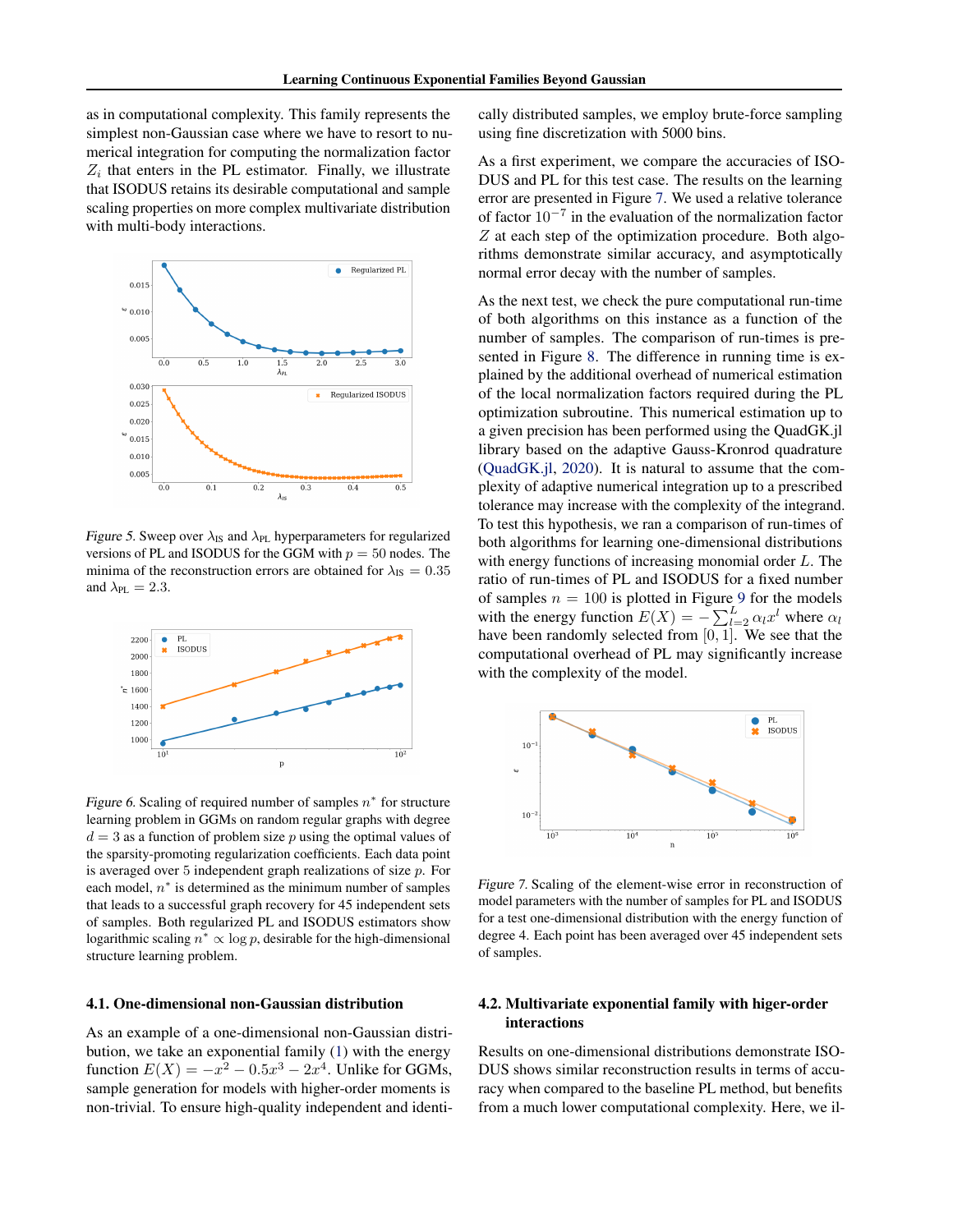as in computational complexity. This family represents the simplest non-Gaussian case where we have to resort to numerical integration for computing the normalization factor $Z_i$ that enters in the PL estimator. Finally, we illustrate that ISODUS retains its desirable computational and sample scaling properties on more complex multivariate distribution with multi-body interactions.

*Figure 5.* Sweep over $\lambda_{\text{IS}}$ and $\lambda_{\text{PL}}$ hyperparameters for regularized versions of PL and ISODUS for the GGM with $p = 50$ nodes. The minima of the reconstruction errors are obtained for $\lambda_{\text{IS}} = 0.35$ and $\lambda_{\text{PL}} = 2.3$.

*Figure 6.* Scaling of required number of samples $n^*$ for structure learning problem in GGMs on random regular graphs with degree $d = 3$ as a function of problem size $p$ using the optimal values of the sparsity-promoting regularization coefficients. Each data point is averaged over 5 independent graph realizations of size $p$. For each model, $n^*$ is determined as the minimum number of samples that leads to a successful graph recovery for 45 independent sets of samples. Both regularized PL and ISODUS estimators show logarithmic scaling $n^* \propto \log p$, desirable for the high-dimensional structure learning problem.

### 4.1. One-dimensional non-Gaussian distribution

As an example of a one-dimensional non-Gaussian distribution, we take an exponential family (1) with the energy function $E(X) = -x^2 - 0.5x^3 - 2x^4$. Unlike for GGMs, sample generation for models with higher-order moments is non-trivial. To ensure high-quality independent and identically distributed samples, we employ brute-force sampling using fine discretization with 5000 bins.

As a first experiment, we compare the accuracies of ISODUS and PL for this test case. The results on the learning error are presented in Figure 7. We used a relative tolerance of factor $10^{-7}$ in the evaluation of the normalization factor $Z$ at each step of the optimization procedure. Both algorithms demonstrate similar accuracy, and asymptotically normal error decay with the number of samples.

As the next test, we check the pure computational run-time of both algorithms on this instance as a function of the number of samples. The comparison of run-times is presented in Figure 8. The difference in running time is explained by the additional overhead of numerical estimation of the local normalization factors required during the PL optimization subroutine. This numerical estimation up to a given precision has been performed using the QuadGK.jl library based on the adaptive Gauss-Kronrod quadrature (QuadGK.jl, 2020). It is natural to assume that the complexity of adaptive numerical integration up to a prescribed tolerance may increase with the complexity of the integrand. To test this hypothesis, we ran a comparison of run-times of both algorithms for learning one-dimensional distributions with energy functions of increasing monomial order $L$. The ratio of run-times of PL and ISODUS for a fixed number of samples $n = 100$ is plotted in Figure 9 for the models with the energy function $E(X) = -\sum_{l=2}^{L} \alpha_l x^l$ where $\alpha_l$ have been randomly selected from $[0, 1]$. We see that the computational overhead of PL may significantly increase with the complexity of the model.

*Figure 7.* Scaling of the element-wise error in reconstruction of model parameters with the number of samples for PL and ISODUS for a test one-dimensional distribution with the energy function of degree 4. Each point has been averaged over 45 independent sets of samples.

### 4.2. Multivariate exponential family with higer-order interactions

Results on one-dimensional distributions demonstrate ISODUS shows similar reconstruction results in terms of accuracy when compared to the baseline PL method, but benefits from a much lower computational complexity. Here, we il-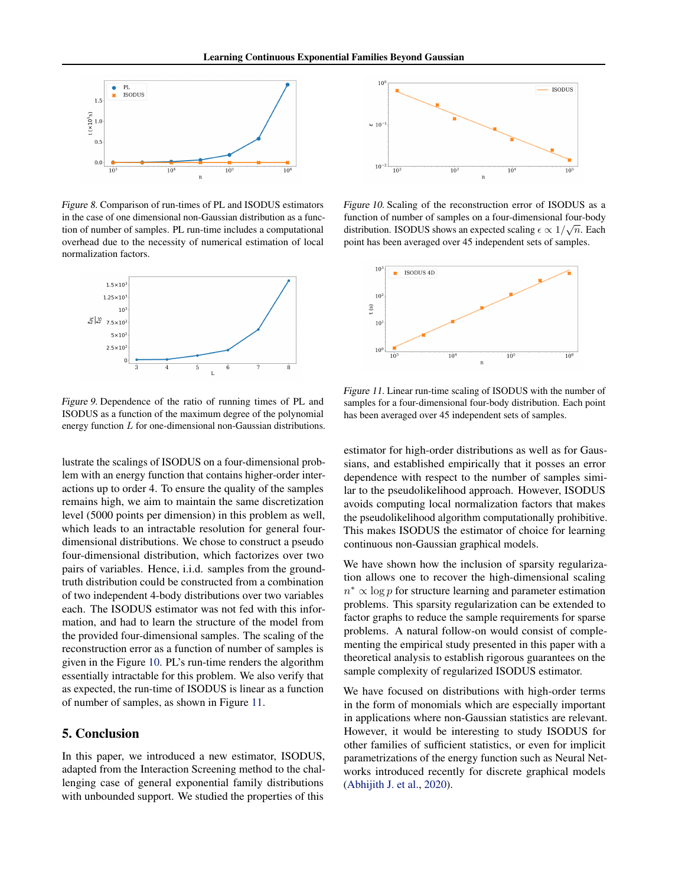*Figure 8.* Comparison of run-times of PL and ISODUS estimators in the case of one dimensional non-Gaussian distribution as a function of number of samples. PL run-time includes a computational overhead due to the necessity of numerical estimation of local normalization factors.

*Figure 9.* Dependence of the ratio of running times of PL and ISODUS as a function of the maximum degree of the polynomial energy function $L$ for one-dimensional non-Gaussian distributions.

*Figure 10.* Scaling of the reconstruction error of ISODUS as a function of number of samples on a four-dimensional four-body distribution. ISODUS shows an expected scaling $\epsilon \propto 1/\sqrt{n}$. Each point has been averaged over 45 independent sets of samples.

*Figure 11.* Linear run-time scaling of ISODUS with the number of samples for a four-dimensional four-body distribution. Each point has been averaged over 45 independent sets of samples.

lustrate the scalings of ISODUS on a four-dimensional problem with an energy function that contains higher-order interactions up to order 4. To ensure the quality of the samples remains high, we aim to maintain the same discretization level (5000 points per dimension) in this problem as well, which leads to an intractable resolution for general four-dimensional distributions. We chose to construct a pseudo four-dimensional distribution, which factorizes over two pairs of variables. Hence, i.i.d. samples from the ground-truth distribution could be constructed from a combination of two independent 4-body distributions over two variables each. The ISODUS estimator was not fed with this information, and had to learn the structure of the model from the provided four-dimensional samples. The scaling of the reconstruction error as a function of number of samples is given in the Figure 10. PL's run-time renders the algorithm essentially intractable for this problem. We also verify that as expected, the run-time of ISODUS is linear as a function of number of samples, as shown in Figure 11.

## 5. Conclusion

In this paper, we introduced a new estimator, ISODUS, adapted from the Interaction Screening method to the challenging case of general exponential family distributions with unbounded support. We studied the properties of this estimator for high-order distributions as well as for Gaussians, and established empirically that it posses an error dependence with respect to the number of samples similar to the pseudolikelihood approach. However, ISODUS avoids computing local normalization factors that makes the pseudolikelihood algorithm computationally prohibitive. This makes ISODUS the estimator of choice for learning continuous non-Gaussian graphical models.

We have shown how the inclusion of sparsity regularization allows one to recover the high-dimensional scaling $n^* \propto \log p$ for structure learning and parameter estimation problems. This sparsity regularization can be extended to factor graphs to reduce the sample requirements for sparse problems. A natural follow-on would consist of complementing the empirical study presented in this paper with a theoretical analysis to establish rigorous guarantees on the sample complexity of regularized ISODUS estimator.

We have focused on distributions with high-order terms in the form of monomials which are especially important in applications where non-Gaussian statistics are relevant. However, it would be interesting to study ISODUS for other families of sufficient statistics, or even for implicit parametrizations of the energy function such as Neural Networks introduced recently for discrete graphical models (Abhijith J. et al., 2020).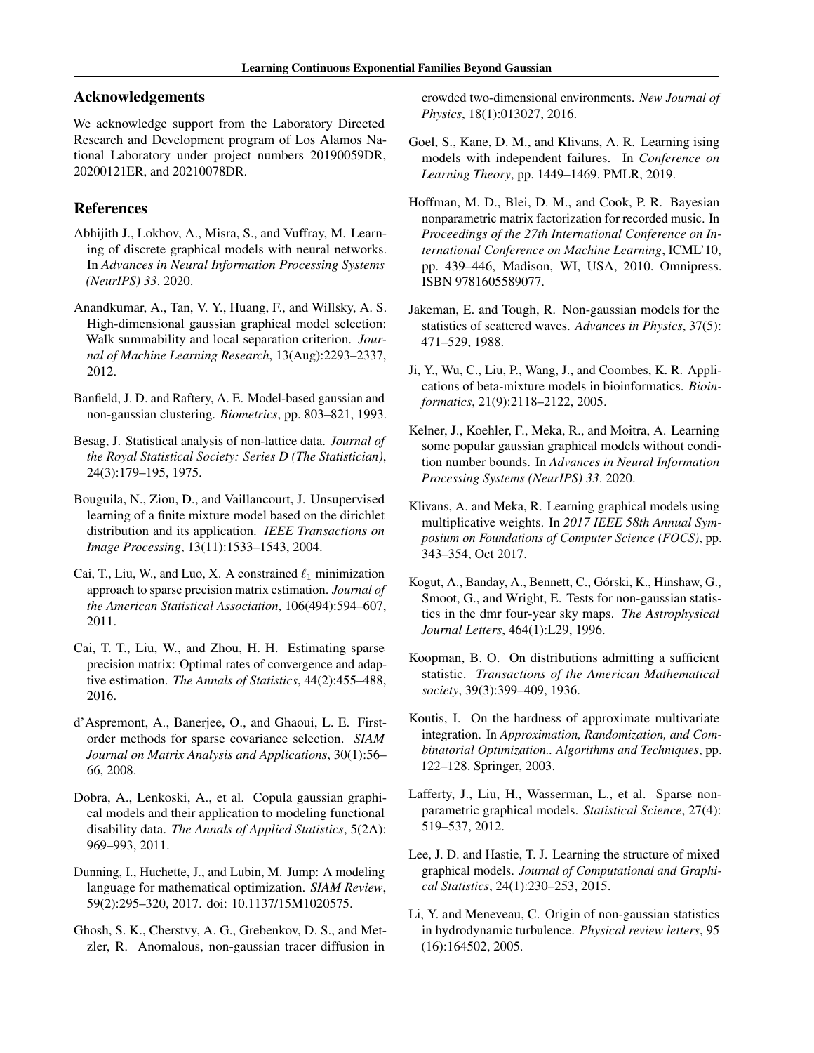## Acknowledgements

We acknowledge support from the Laboratory Directed Research and Development program of Los Alamos National Laboratory under project numbers 20190059DR, 20200121ER, and 20210078DR.

## References

Abhijith J., Lokhov, A., Misra, S., and Vuffray, M. Learning of discrete graphical models with neural networks. In *Advances in Neural Information Processing Systems (NeurIPS) 33*. 2020.

Anandkumar, A., Tan, V. Y., Huang, F., and Willsky, A. S. High-dimensional gaussian graphical model selection: Walk summability and local separation criterion. *Journal of Machine Learning Research*, 13(Aug):2293–2337, 2012.

Banfield, J. D. and Raftery, A. E. Model-based gaussian and non-gaussian clustering. *Biometrics*, pp. 803–821, 1993.

Besag, J. Statistical analysis of non-lattice data. *Journal of the Royal Statistical Society: Series D (The Statistician)*, 24(3):179–195, 1975.

Bouguila, N., Ziou, D., and Vaillancourt, J. Unsupervised learning of a finite mixture model based on the dirichlet distribution and its application. *IEEE Transactions on Image Processing*, 13(11):1533–1543, 2004.

Cai, T., Liu, W., and Luo, X. A constrained $\ell_1$ minimization approach to sparse precision matrix estimation. *Journal of the American Statistical Association*, 106(494):594–607, 2011.

Cai, T. T., Liu, W., and Zhou, H. H. Estimating sparse precision matrix: Optimal rates of convergence and adaptive estimation. *The Annals of Statistics*, 44(2):455–488, 2016.

d'Aspremont, A., Banerjee, O., and Ghaoui, L. E. First-order methods for sparse covariance selection. *SIAM Journal on Matrix Analysis and Applications*, 30(1):56–66, 2008.

Dobra, A., Lenkoski, A., et al. Copula gaussian graphical models and their application to modeling functional disability data. *The Annals of Applied Statistics*, 5(2A): 969–993, 2011.

Dunning, I., Huchette, J., and Lubin, M. Jump: A modeling language for mathematical optimization. *SIAM Review*, 59(2):295–320, 2017. doi: 10.1137/15M1020575.

Ghosh, S. K., Cherstvy, A. G., Grebenkov, D. S., and Metzler, R. Anomalous, non-gaussian tracer diffusion in crowded two-dimensional environments. *New Journal of Physics*, 18(1):013027, 2016.

Goel, S., Kane, D. M., and Klivans, A. R. Learning ising models with independent failures. In *Conference on Learning Theory*, pp. 1449–1469. PMLR, 2019.

Hoffman, M. D., Blei, D. M., and Cook, P. R. Bayesian nonparametric matrix factorization for recorded music. In *Proceedings of the 27th International Conference on International Conference on Machine Learning*, ICML'10, pp. 439–446, Madison, WI, USA, 2010. Omnipress. ISBN 9781605589077.

Jakeman, E. and Tough, R. Non-gaussian models for the statistics of scattered waves. *Advances in Physics*, 37(5): 471–529, 1988.

Ji, Y., Wu, C., Liu, P., Wang, J., and Coombes, K. R. Applications of beta-mixture models in bioinformatics. *Bioinformatics*, 21(9):2118–2122, 2005.

Kelner, J., Koehler, F., Meka, R., and Moitra, A. Learning some popular gaussian graphical models without condition number bounds. In *Advances in Neural Information Processing Systems (NeurIPS) 33*. 2020.

Klivans, A. and Meka, R. Learning graphical models using multiplicative weights. In *2017 IEEE 58th Annual Symposium on Foundations of Computer Science (FOCS)*, pp. 343–354, Oct 2017.

Kogut, A., Banday, A., Bennett, C., Górski, K., Hinshaw, G., Smoot, G., and Wright, E. Tests for non-gaussian statistics in the dmr four-year sky maps. *The Astrophysical Journal Letters*, 464(1):L29, 1996.

Koopman, B. O. On distributions admitting a sufficient statistic. *Transactions of the American Mathematical society*, 39(3):399–409, 1936.

Koutis, I. On the hardness of approximate multivariate integration. In *Approximation, Randomization, and Combinatorial Optimizatio.. Algorithms and Techniques*, pp. 122–128. Springer, 2003.

Lafferty, J., Liu, H., Wasserman, L., et al. Sparse nonparametric graphical models. *Statistical Science*, 27(4): 519–537, 2012.

Lee, J. D. and Hastie, T. J. Learning the structure of mixed graphical models. *Journal of Computational and Graphical Statistics*, 24(1):230–253, 2015.

Li, Y. and Meneveau, C. Origin of non-gaussian statistics in hydrodynamic turbulence. *Physical review letters*, 95 (16):164502, 2005.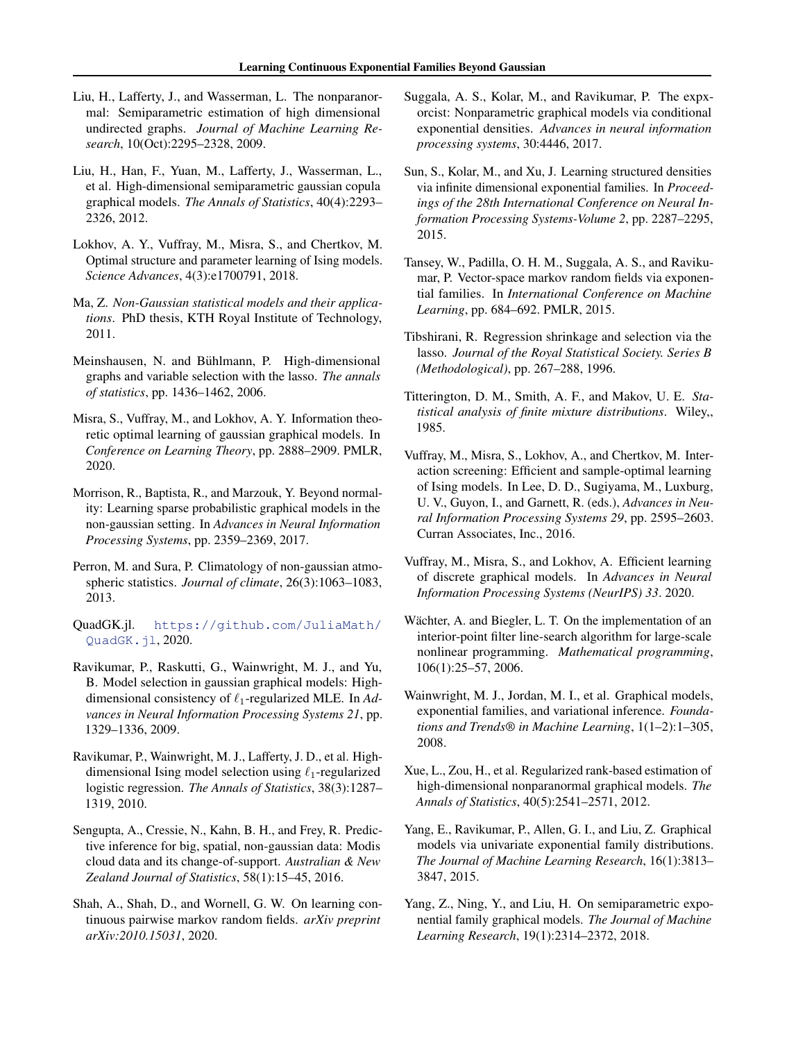Liu, H., Lafferty, J., and Wasserman, L. The nonparanormal: Semiparametric estimation of high dimensional undirected graphs. *Journal of Machine Learning Research*, 10(Oct):2295–2328, 2009.

Liu, H., Han, F., Yuan, M., Lafferty, J., Wasserman, L., et al. High-dimensional semiparametric gaussian copula graphical models. *The Annals of Statistics*, 40(4):2293–2326, 2012.

Lokhov, A. Y., Vuffray, M., Misra, S., and Chertkov, M. Optimal structure and parameter learning of Ising models. *Science Advances*, 4(3):e1700791, 2018.

Ma, Z. *Non-Gaussian statistical models and their applications*. PhD thesis, KTH Royal Institute of Technology, 2011.

Meinshausen, N. and Bühlmann, P. High-dimensional graphs and variable selection with the lasso. *The annals of statistics*, pp. 1436–1462, 2006.

Misra, S., Vuffray, M., and Lokhov, A. Y. Information theoretic optimal learning of gaussian graphical models. In *Conference on Learning Theory*, pp. 2888–2909. PMLR, 2020.

Morrison, R., Baptista, R., and Marzouk, Y. Beyond normality: Learning sparse probabilistic graphical models in the non-gaussian setting. In *Advances in Neural Information Processing Systems*, pp. 2359–2369, 2017.

Perron, M. and Sura, P. Climatology of non-gaussian atmospheric statistics. *Journal of climate*, 26(3):1063–1083, 2013.

QuadGK.jl. https://github.com/JuliaMath/QuadGK.jl, 2020.

Ravikumar, P., Raskutti, G., Wainwright, M. J., and Yu, B. Model selection in gaussian graphical models: High-dimensional consistency of $\ell_1$-regularized MLE. In *Advances in Neural Information Processing Systems 21*, pp. 1329–1336, 2009.

Ravikumar, P., Wainwright, M. J., Lafferty, J. D., et al. High-dimensional Ising model selection using $\ell_1$-regularized logistic regression. *The Annals of Statistics*, 38(3):1287–1319, 2010.

Sengupta, A., Cressie, N., Kahn, B. H., and Frey, R. Predictive inference for big, spatial, non-gaussian data: Modis cloud data and its change-of-support. *Australian & New Zealand Journal of Statistics*, 58(1):15–45, 2016.

Shah, A., Shah, D., and Wornell, G. W. On learning continuous pairwise markov random fields. *arXiv preprint arXiv:2010.15031*, 2020.

Suggala, A. S., Kolar, M., and Ravikumar, P. The expxorcist: Nonparametric graphical models via conditional exponential densities. *Advances in neural information processing systems*, 30:4446, 2017.

Sun, S., Kolar, M., and Xu, J. Learning structured densities via infinite dimensional exponential families. In *Proceedings of the 28th International Conference on Neural Information Processing Systems-Volume 2*, pp. 2287–2295, 2015.

Tansey, W., Padilla, O. H. M., Suggala, A. S., and Ravikumar, P. Vector-space markov random fields via exponential families. In *International Conference on Machine Learning*, pp. 684–692. PMLR, 2015.

Tibshirani, R. Regression shrinkage and selection via the lasso. *Journal of the Royal Statistical Society. Series B (Methodological)*, pp. 267–288, 1996.

Titterington, D. M., Smith, A. F., and Makov, U. E. *Statistical analysis of finite mixture distributions*. Wiley,, 1985.

Vuffray, M., Misra, S., Lokhov, A., and Chertkov, M. Interaction screening: Efficient and sample-optimal learning of Ising models. In Lee, D. D., Sugiyama, M., Luxburg, U. V., Guyon, I., and Garnett, R. (eds.), *Advances in Neural Information Processing Systems 29*, pp. 2595–2603. Curran Associates, Inc., 2016.

Vuffray, M., Misra, S., and Lokhov, A. Efficient learning of discrete graphical models. In *Advances in Neural Information Processing Systems (NeurIPS) 33*. 2020.

Wächter, A. and Biegler, L. T. On the implementation of an interior-point filter line-search algorithm for large-scale nonlinear programming. *Mathematical programming*, 106(1):25–57, 2006.

Wainwright, M. J., Jordan, M. I., et al. Graphical models, exponential families, and variational inference. *Foundations and Trends® in Machine Learning*, 1(1–2):1–305, 2008.

Xue, L., Zou, H., et al. Regularized rank-based estimation of high-dimensional nonparanormal graphical models. *The Annals of Statistics*, 40(5):2541–2571, 2012.

Yang, E., Ravikumar, P., Allen, G. I., and Liu, Z. Graphical models via univariate exponential family distributions. *The Journal of Machine Learning Research*, 16(1):3813–3847, 2015.

Yang, Z., Ning, Y., and Liu, H. On semiparametric exponential family graphical models. *The Journal of Machine Learning Research*, 19(1):2314–2372, 2018.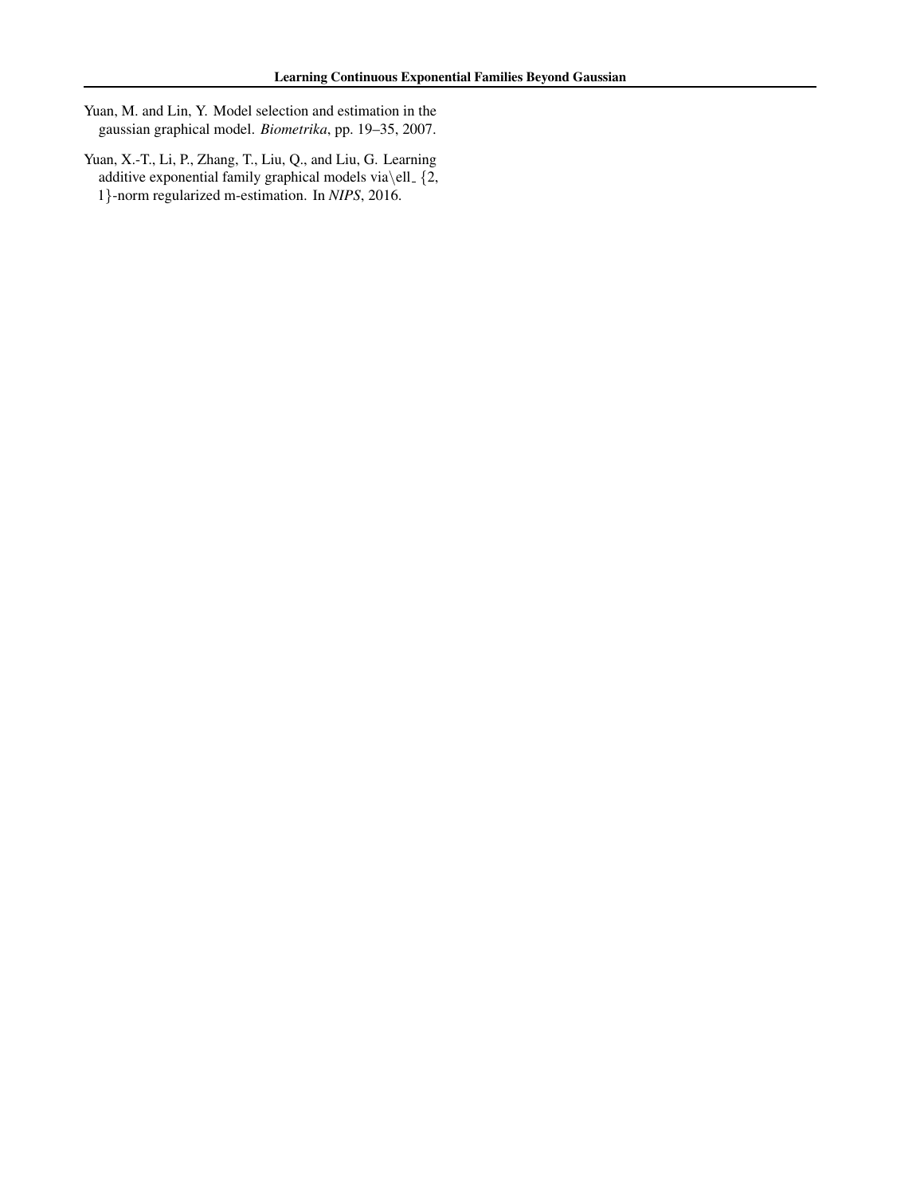Yuan, M. and Lin, Y. Model selection and estimation in the gaussian graphical model. *Biometrika*, pp. 19–35, 2007.

Yuan, X.-T., Li, P., Zhang, T., Liu, Q., and Liu, G. Learning additive exponential family graphical models via\ell_ {2, 1}-norm regularized m-estimation. In *NIPS*, 2016.